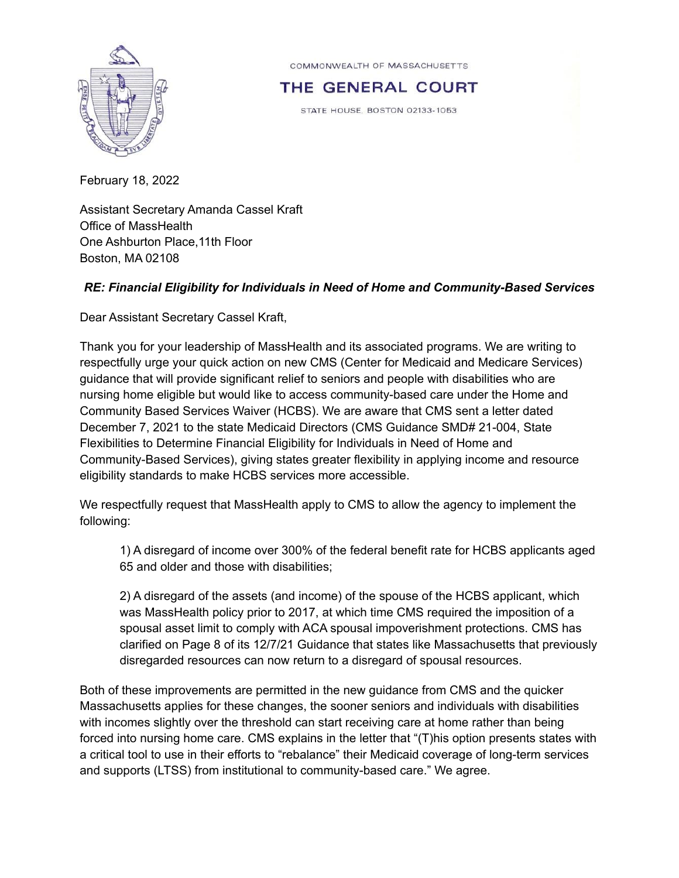COMMONWEALTH OF MASSACHUSETTS

# THE GENERAL COURT

STATE HOUSE, BOSTON 02133-1053

February 18, 2022

Assistant Secretary Amanda Cassel Kraft
Office of MassHealth
One Ashburton Place,11th Floor
Boston, MA 02108

***RE: Financial Eligibility for Individuals in Need of Home and Community-Based Services***

Dear Assistant Secretary Cassel Kraft,

Thank you for your leadership of MassHealth and its associated programs. We are writing to respectfully urge your quick action on new CMS (Center for Medicaid and Medicare Services) guidance that will provide significant relief to seniors and people with disabilities who are nursing home eligible but would like to access community-based care under the Home and Community Based Services Waiver (HCBS). We are aware that CMS sent a letter dated December 7, 2021 to the state Medicaid Directors (CMS Guidance SMD# 21-004, State Flexibilities to Determine Financial Eligibility for Individuals in Need of Home and Community-Based Services), giving states greater flexibility in applying income and resource eligibility standards to make HCBS services more accessible.

We respectfully request that MassHealth apply to CMS to allow the agency to implement the following:

> 1) A disregard of income over 300% of the federal benefit rate for HCBS applicants aged 65 and older and those with disabilities;
>
> 2) A disregard of the assets (and income) of the spouse of the HCBS applicant, which was MassHealth policy prior to 2017, at which time CMS required the imposition of a spousal asset limit to comply with ACA spousal impoverishment protections. CMS has clarified on Page 8 of its 12/7/21 Guidance that states like Massachusetts that previously disregarded resources can now return to a disregard of spousal resources.

Both of these improvements are permitted in the new guidance from CMS and the quicker Massachusetts applies for these changes, the sooner seniors and individuals with disabilities with incomes slightly over the threshold can start receiving care at home rather than being forced into nursing home care. CMS explains in the letter that "(T)his option presents states with a critical tool to use in their efforts to "rebalance" their Medicaid coverage of long-term services and supports (LTSS) from institutional to community-based care." We agree.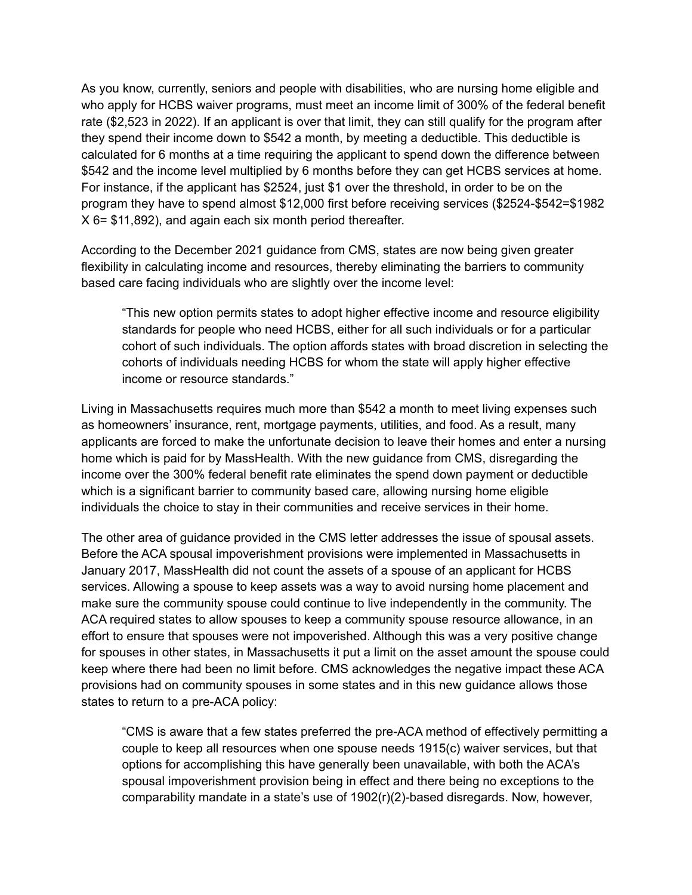As you know, currently, seniors and people with disabilities, who are nursing home eligible and who apply for HCBS waiver programs, must meet an income limit of 300% of the federal benefit rate ($2,523 in 2022). If an applicant is over that limit, they can still qualify for the program after they spend their income down to $542 a month, by meeting a deductible. This deductible is calculated for 6 months at a time requiring the applicant to spend down the difference between $542 and the income level multiplied by 6 months before they can get HCBS services at home. For instance, if the applicant has $2524, just $1 over the threshold, in order to be on the program they have to spend almost $12,000 first before receiving services ($2524-$542=$1982 X 6= $11,892), and again each six month period thereafter.

According to the December 2021 guidance from CMS, states are now being given greater flexibility in calculating income and resources, thereby eliminating the barriers to community based care facing individuals who are slightly over the income level:

> "This new option permits states to adopt higher effective income and resource eligibility standards for people who need HCBS, either for all such individuals or for a particular cohort of such individuals. The option affords states with broad discretion in selecting the cohorts of individuals needing HCBS for whom the state will apply higher effective income or resource standards."

Living in Massachusetts requires much more than $542 a month to meet living expenses such as homeowners' insurance, rent, mortgage payments, utilities, and food. As a result, many applicants are forced to make the unfortunate decision to leave their homes and enter a nursing home which is paid for by MassHealth. With the new guidance from CMS, disregarding the income over the 300% federal benefit rate eliminates the spend down payment or deductible which is a significant barrier to community based care, allowing nursing home eligible individuals the choice to stay in their communities and receive services in their home.

The other area of guidance provided in the CMS letter addresses the issue of spousal assets. Before the ACA spousal impoverishment provisions were implemented in Massachusetts in January 2017, MassHealth did not count the assets of a spouse of an applicant for HCBS services. Allowing a spouse to keep assets was a way to avoid nursing home placement and make sure the community spouse could continue to live independently in the community. The ACA required states to allow spouses to keep a community spouse resource allowance, in an effort to ensure that spouses were not impoverished. Although this was a very positive change for spouses in other states, in Massachusetts it put a limit on the asset amount the spouse could keep where there had been no limit before. CMS acknowledges the negative impact these ACA provisions had on community spouses in some states and in this new guidance allows those states to return to a pre-ACA policy:

> "CMS is aware that a few states preferred the pre-ACA method of effectively permitting a couple to keep all resources when one spouse needs 1915(c) waiver services, but that options for accomplishing this have generally been unavailable, with both the ACA's spousal impoverishment provision being in effect and there being no exceptions to the comparability mandate in a state's use of 1902(r)(2)-based disregards. Now, however,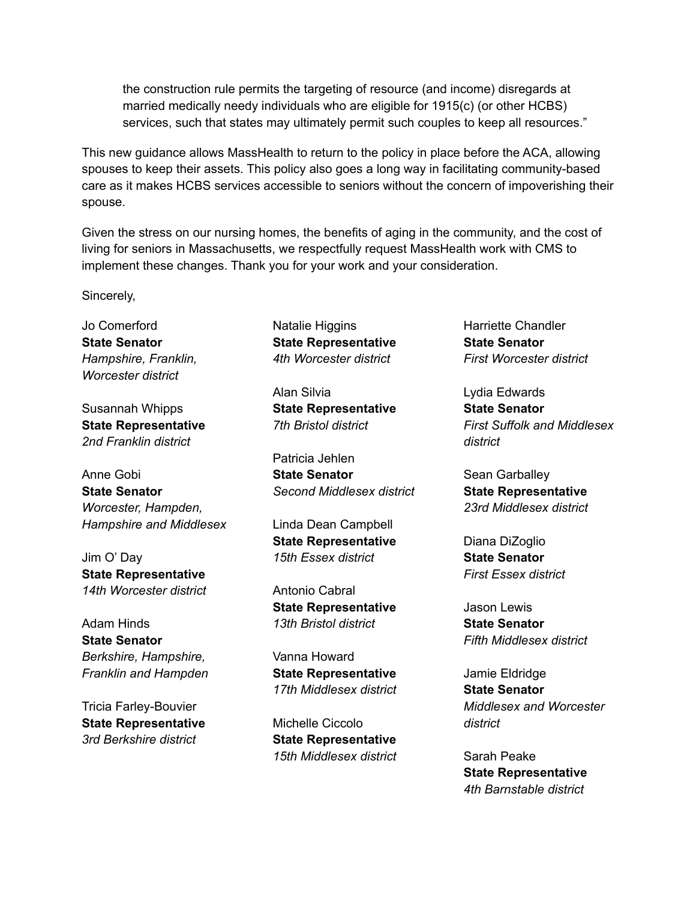> the construction rule permits the targeting of resource (and income) disregards at married medically needy individuals who are eligible for 1915(c) (or other HCBS) services, such that states may ultimately permit such couples to keep all resources."

This new guidance allows MassHealth to return to the policy in place before the ACA, allowing spouses to keep their assets. This policy also goes a long way in facilitating community-based care as it makes HCBS services accessible to seniors without the concern of impoverishing their spouse.

Given the stress on our nursing homes, the benefits of aging in the community, and the cost of living for seniors in Massachusetts, we respectfully request MassHealth work with CMS to implement these changes. Thank you for your work and your consideration.

Sincerely,

Jo Comerford
**State Senator**
*Hampshire, Franklin, Worcester district*

Susannah Whipps
**State Representative**
*2nd Franklin district*

Anne Gobi
**State Senator**
*Worcester, Hampden, Hampshire and Middlesex*

Jim O' Day
**State Representative**
*14th Worcester district*

Adam Hinds
**State Senator**
*Berkshire, Hampshire, Franklin and Hampden*

Tricia Farley-Bouvier
**State Representative**
*3rd Berkshire district*

Natalie Higgins
**State Representative**
*4th Worcester district*

Alan Silvia
**State Representative**
*7th Bristol district*

Patricia Jehlen
**State Senator**
*Second Middlesex district*

Linda Dean Campbell
**State Representative**
*15th Essex district*

Antonio Cabral
**State Representative**
*13th Bristol district*

Vanna Howard
**State Representative**
*17th Middlesex district*

Michelle Ciccolo
**State Representative**
*15th Middlesex district*

Harriette Chandler
**State Senator**
*First Worcester district*

Lydia Edwards
**State Senator**
*First Suffolk and Middlesex district*

Sean Garballey
**State Representative**
*23rd Middlesex district*

Diana DiZoglio
**State Senator**
*First Essex district*

Jason Lewis
**State Senator**
*Fifth Middlesex district*

Jamie Eldridge
**State Senator**
*Middlesex and Worcester district*

Sarah Peake
**State Representative**
*4th Barnstable district*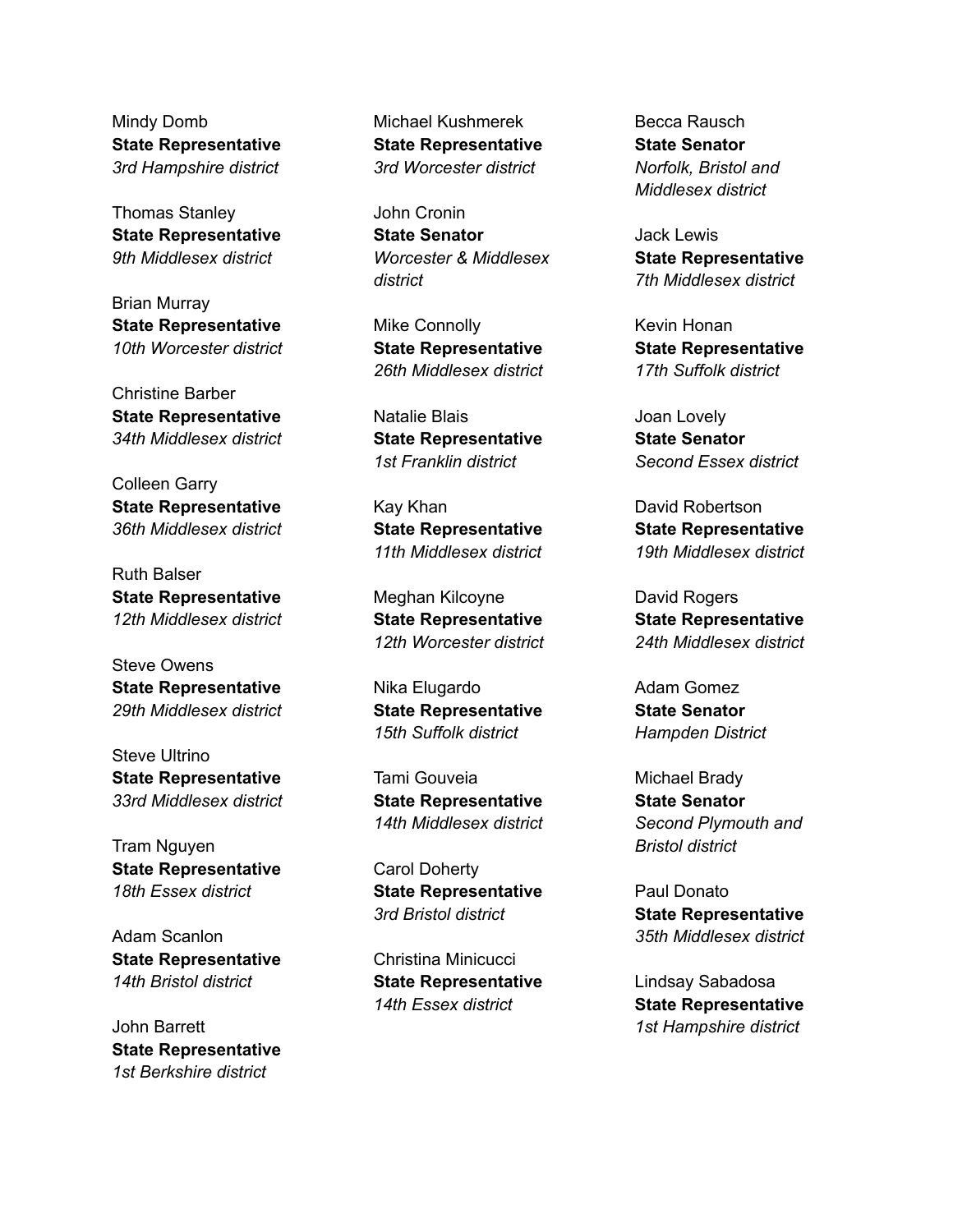Mindy Domb
**State Representative**
*3rd Hampshire district*

Thomas Stanley
**State Representative**
*9th Middlesex district*

Brian Murray
**State Representative**
*10th Worcester district*

Christine Barber
**State Representative**
*34th Middlesex district*

Colleen Garry
**State Representative**
*36th Middlesex district*

Ruth Balser
**State Representative**
*12th Middlesex district*

Steve Owens
**State Representative**
*29th Middlesex district*

Steve Ultrino
**State Representative**
*33rd Middlesex district*

Tram Nguyen
**State Representative**
*18th Essex district*

Adam Scanlon
**State Representative**
*14th Bristol district*

John Barrett
**State Representative**
*1st Berkshire district*

Michael Kushmerek
**State Representative**
*3rd Worcester district*

John Cronin
**State Senator**
*Worcester & Middlesex district*

Mike Connolly
**State Representative**
*26th Middlesex district*

Natalie Blais
**State Representative**
*1st Franklin district*

Kay Khan
**State Representative**
*11th Middlesex district*

Meghan Kilcoyne
**State Representative**
*12th Worcester district*

Nika Elugardo
**State Representative**
*15th Suffolk district*

Tami Gouveia
**State Representative**
*14th Middlesex district*

Carol Doherty
**State Representative**
*3rd Bristol district*

Christina Minicucci
**State Representative**
*14th Essex district*

Becca Rausch
**State Senator**
*Norfolk, Bristol and Middlesex district*

Jack Lewis
**State Representative**
*7th Middlesex district*

Kevin Honan
**State Representative**
*17th Suffolk district*

Joan Lovely
**State Senator**
*Second Essex district*

David Robertson
**State Representative**
*19th Middlesex district*

David Rogers
**State Representative**
*24th Middlesex district*

Adam Gomez
**State Senator**
*Hampden District*

Michael Brady
**State Senator**
*Second Plymouth and Bristol district*

Paul Donato
**State Representative**
*35th Middlesex district*

Lindsay Sabadosa
**State Representative**
*1st Hampshire district*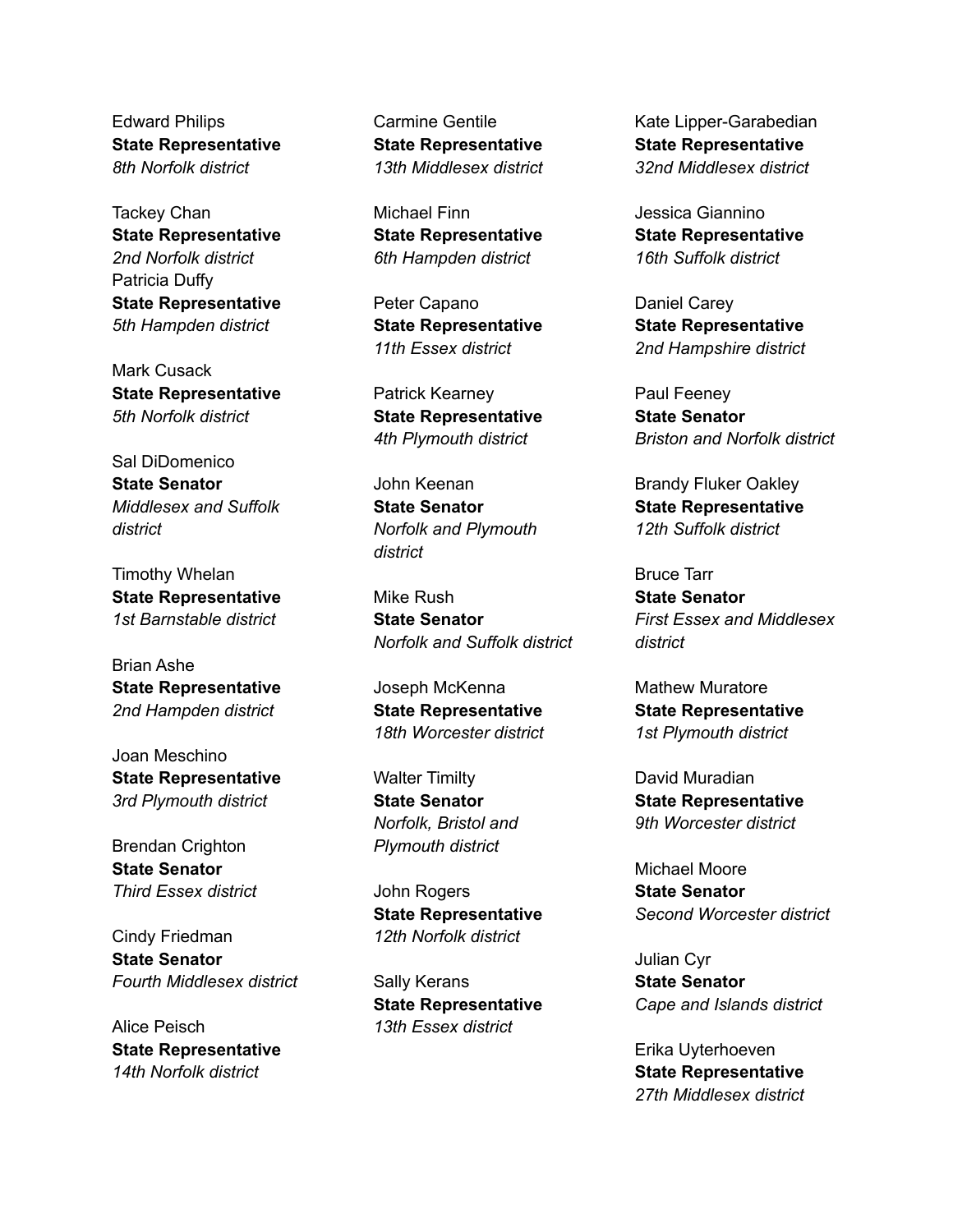Edward Philips
**State Representative**
*8th Norfolk district*

Tackey Chan
**State Representative**
*2nd Norfolk district*
Patricia Duffy
**State Representative**
*5th Hampden district*

Mark Cusack
**State Representative**
*5th Norfolk district*

Sal DiDomenico
**State Senator**
*Middlesex and Suffolk district*

Timothy Whelan
**State Representative**
*1st Barnstable district*

Brian Ashe
**State Representative**
*2nd Hampden district*

Joan Meschino
**State Representative**
*3rd Plymouth district*

Brendan Crighton
**State Senator**
*Third Essex district*

Cindy Friedman
**State Senator**
*Fourth Middlesex district*

Alice Peisch
**State Representative**
*14th Norfolk district*

Carmine Gentile
**State Representative**
*13th Middlesex district*

Michael Finn
**State Representative**
*6th Hampden district*

Peter Capano
**State Representative**
*11th Essex district*

Patrick Kearney
**State Representative**
*4th Plymouth district*

John Keenan
**State Senator**
*Norfolk and Plymouth district*

Mike Rush
**State Senator**
*Norfolk and Suffolk district*

Joseph McKenna
**State Representative**
*18th Worcester district*

Walter Timilty
**State Senator**
*Norfolk, Bristol and Plymouth district*

John Rogers
**State Representative**
*12th Norfolk district*

Sally Kerans
**State Representative**
*13th Essex district*

Kate Lipper-Garabedian
**State Representative**
*32nd Middlesex district*

Jessica Giannino
**State Representative**
*16th Suffolk district*

Daniel Carey
**State Representative**
*2nd Hampshire district*

Paul Feeney
**State Senator**
*Briston and Norfolk district*

Brandy Fluker Oakley
**State Representative**
*12th Suffolk district*

Bruce Tarr
**State Senator**
*First Essex and Middlesex district*

Mathew Muratore
**State Representative**
*1st Plymouth district*

David Muradian
**State Representative**
*9th Worcester district*

Michael Moore
**State Senator**
*Second Worcester district*

Julian Cyr
**State Senator**
*Cape and Islands district*

Erika Uyterhoeven
**State Representative**
*27th Middlesex district*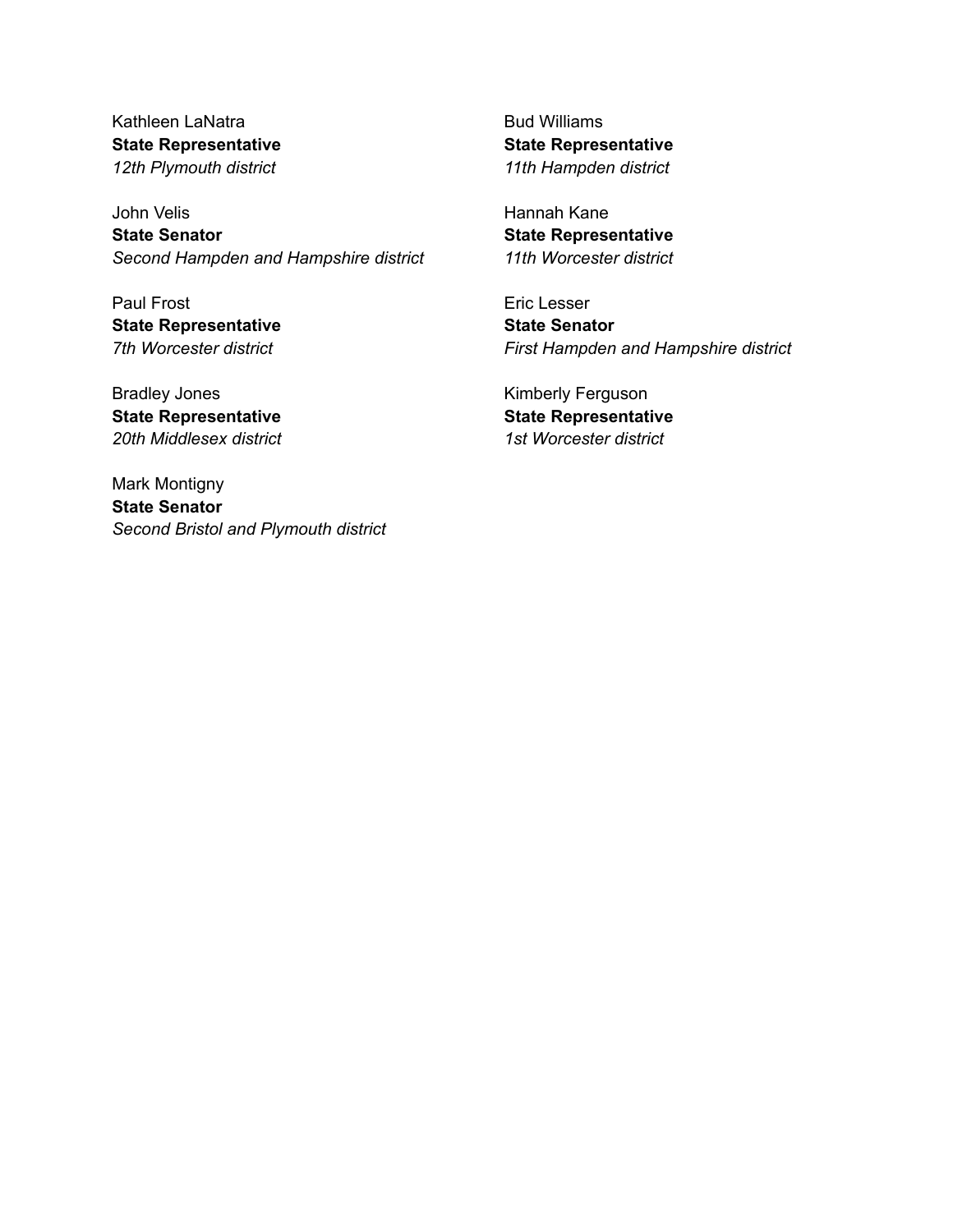Kathleen LaNatra
**State Representative**
*12th Plymouth district*

John Velis
**State Senator**
*Second Hampden and Hampshire district*

Paul Frost
**State Representative**
*7th Worcester district*

Bradley Jones
**State Representative**
*20th Middlesex district*

Mark Montigny
**State Senator**
*Second Bristol and Plymouth district*

Bud Williams
**State Representative**
*11th Hampden district*

Hannah Kane
**State Representative**
*11th Worcester district*

Eric Lesser
**State Senator**
*First Hampden and Hampshire district*

Kimberly Ferguson
**State Representative**
*1st Worcester district*